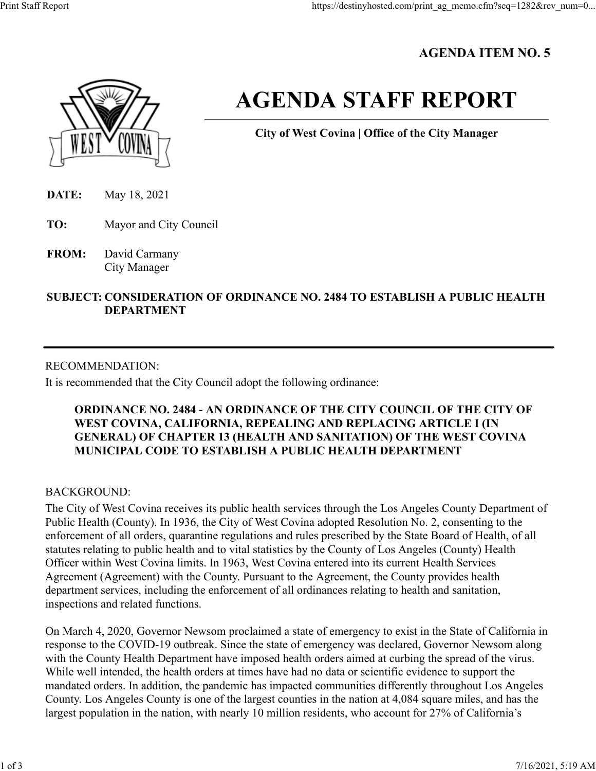AGENDA ITEM NO. 5

# AGENDA STAFF REPORT

**City of West Covina | Office of the City Manager**

**DATE:** May 18, 2021

**TO:** Mayor and City Council

**FROM:** David Carmany
City Manager

**SUBJECT: CONSIDERATION OF ORDINANCE NO. 2484 TO ESTABLISH A PUBLIC HEALTH DEPARTMENT**

---

RECOMMENDATION:

It is recommended that the City Council adopt the following ordinance:

> **ORDINANCE NO. 2484 - AN ORDINANCE OF THE CITY COUNCIL OF THE CITY OF WEST COVINA, CALIFORNIA, REPEALING AND REPLACING ARTICLE I (IN GENERAL) OF CHAPTER 13 (HEALTH AND SANITATION) OF THE WEST COVINA MUNICIPAL CODE TO ESTABLISH A PUBLIC HEALTH DEPARTMENT**

BACKGROUND:

The City of West Covina receives its public health services through the Los Angeles County Department of Public Health (County). In 1936, the City of West Covina adopted Resolution No. 2, consenting to the enforcement of all orders, quarantine regulations and rules prescribed by the State Board of Health, of all statutes relating to public health and to vital statistics by the County of Los Angeles (County) Health Officer within West Covina limits. In 1963, West Covina entered into its current Health Services Agreement (Agreement) with the County. Pursuant to the Agreement, the County provides health department services, including the enforcement of all ordinances relating to health and sanitation, inspections and related functions.

On March 4, 2020, Governor Newsom proclaimed a state of emergency to exist in the State of California in response to the COVID-19 outbreak. Since the state of emergency was declared, Governor Newsom along with the County Health Department have imposed health orders aimed at curbing the spread of the virus. While well intended, the health orders at times have had no data or scientific evidence to support the mandated orders. In addition, the pandemic has impacted communities differently throughout Los Angeles County. Los Angeles County is one of the largest counties in the nation at 4,084 square miles, and has the largest population in the nation, with nearly 10 million residents, who account for 27% of California's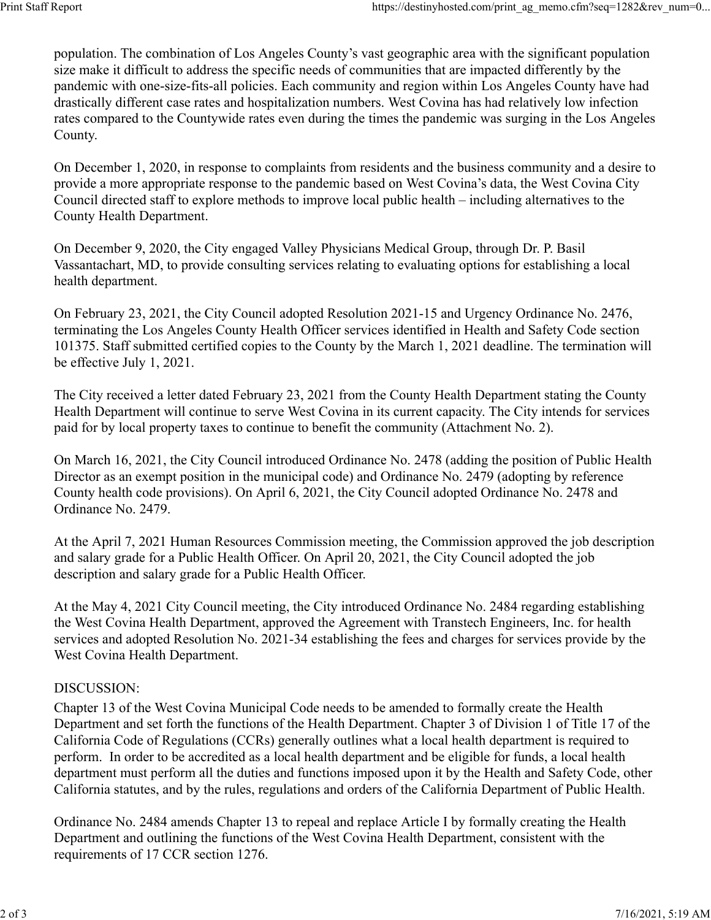population. The combination of Los Angeles County's vast geographic area with the significant population size make it difficult to address the specific needs of communities that are impacted differently by the pandemic with one-size-fits-all policies. Each community and region within Los Angeles County have had drastically different case rates and hospitalization numbers. West Covina has had relatively low infection rates compared to the Countywide rates even during the times the pandemic was surging in the Los Angeles County.

On December 1, 2020, in response to complaints from residents and the business community and a desire to provide a more appropriate response to the pandemic based on West Covina's data, the West Covina City Council directed staff to explore methods to improve local public health – including alternatives to the County Health Department.

On December 9, 2020, the City engaged Valley Physicians Medical Group, through Dr. P. Basil Vassantachart, MD, to provide consulting services relating to evaluating options for establishing a local health department.

On February 23, 2021, the City Council adopted Resolution 2021-15 and Urgency Ordinance No. 2476, terminating the Los Angeles County Health Officer services identified in Health and Safety Code section 101375. Staff submitted certified copies to the County by the March 1, 2021 deadline. The termination will be effective July 1, 2021.

The City received a letter dated February 23, 2021 from the County Health Department stating the County Health Department will continue to serve West Covina in its current capacity. The City intends for services paid for by local property taxes to continue to benefit the community (Attachment No. 2).

On March 16, 2021, the City Council introduced Ordinance No. 2478 (adding the position of Public Health Director as an exempt position in the municipal code) and Ordinance No. 2479 (adopting by reference County health code provisions). On April 6, 2021, the City Council adopted Ordinance No. 2478 and Ordinance No. 2479.

At the April 7, 2021 Human Resources Commission meeting, the Commission approved the job description and salary grade for a Public Health Officer. On April 20, 2021, the City Council adopted the job description and salary grade for a Public Health Officer.

At the May 4, 2021 City Council meeting, the City introduced Ordinance No. 2484 regarding establishing the West Covina Health Department, approved the Agreement with Transtech Engineers, Inc. for health services and adopted Resolution No. 2021-34 establishing the fees and charges for services provide by the West Covina Health Department.

DISCUSSION:

Chapter 13 of the West Covina Municipal Code needs to be amended to formally create the Health Department and set forth the functions of the Health Department. Chapter 3 of Division 1 of Title 17 of the California Code of Regulations (CCRs) generally outlines what a local health department is required to perform. In order to be accredited as a local health department and be eligible for funds, a local health department must perform all the duties and functions imposed upon it by the Health and Safety Code, other California statutes, and by the rules, regulations and orders of the California Department of Public Health.

Ordinance No. 2484 amends Chapter 13 to repeal and replace Article I by formally creating the Health Department and outlining the functions of the West Covina Health Department, consistent with the requirements of 17 CCR section 1276.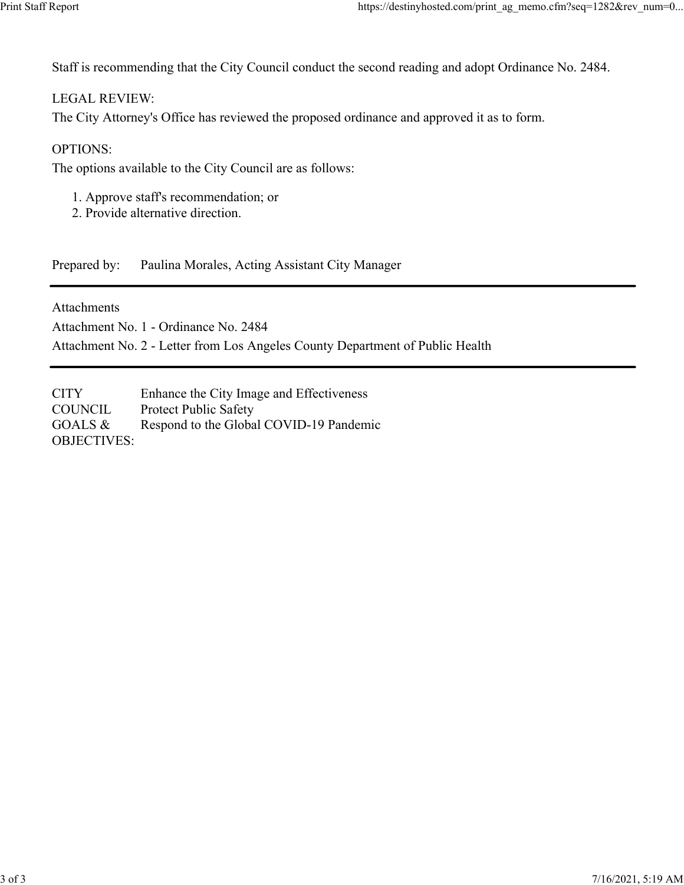Staff is recommending that the City Council conduct the second reading and adopt Ordinance No. 2484.

LEGAL REVIEW:

The City Attorney's Office has reviewed the proposed ordinance and approved it as to form.

OPTIONS:

The options available to the City Council are as follows:

1. Approve staff's recommendation; or
2. Provide alternative direction.

Prepared by: Paulina Morales, Acting Assistant City Manager

---

Attachments

Attachment No. 1 - Ordinance No. 2484

Attachment No. 2 - Letter from Los Angeles County Department of Public Health

---

| | |
|---|---|
| CITY COUNCIL GOALS & OBJECTIVES: | Enhance the City Image and Effectiveness<br>Protect Public Safety<br>Respond to the Global COVID-19 Pandemic |